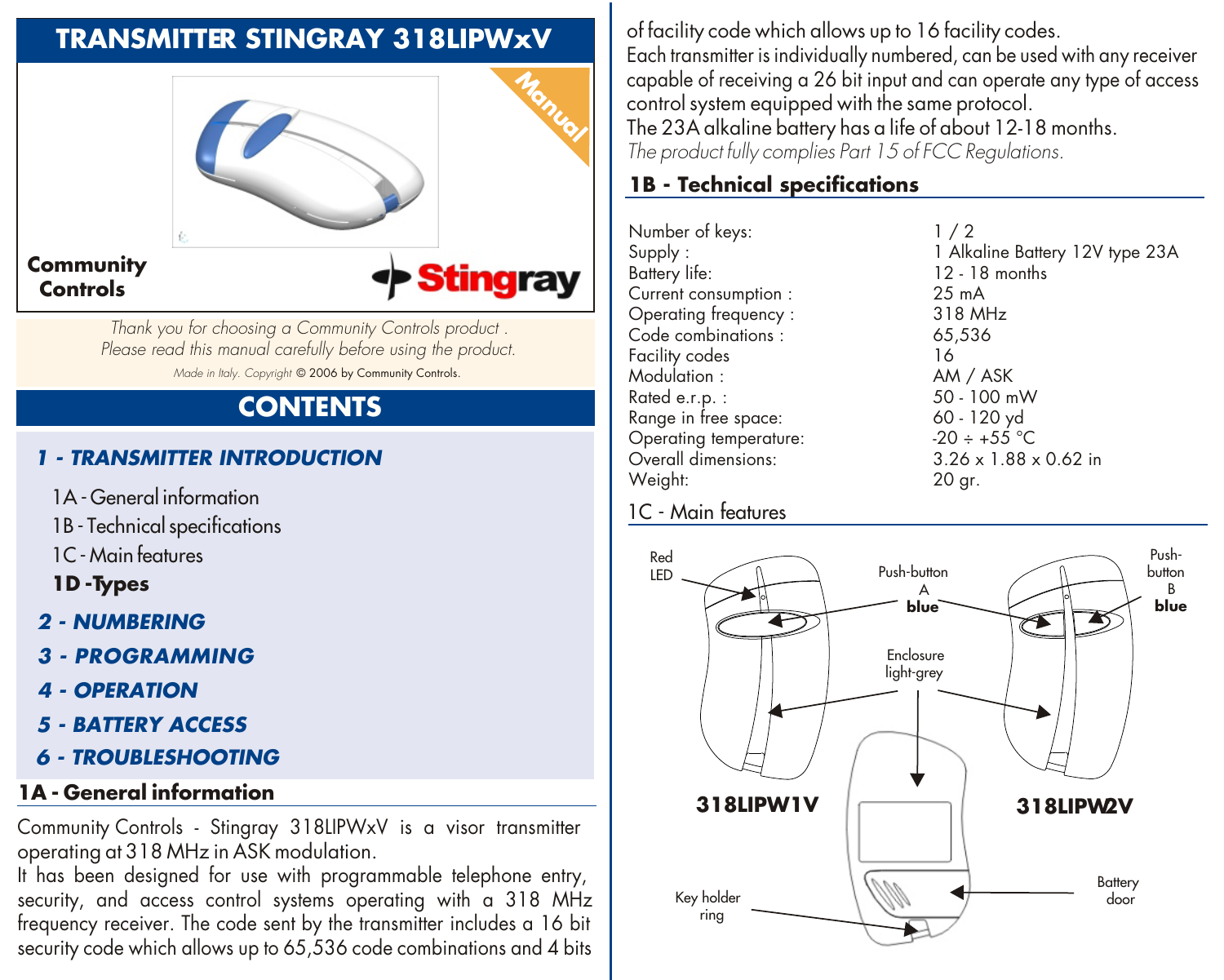# TRANSMITTER STINGRAY 318LIPWxV

Community Controls

Stingray

*Thank you for choosing a Community Controls product .*
*Please read this manual carefully before using the product.*

*Made in Italy. Copyright* © 2006 by Community Controls.

## CONTENTS

***1 - TRANSMITTER INTRODUCTION***

- 1A - General information
- 1B - Technical specifications
- 1C - Main features
- **1D -Types**

***2 - NUMBERING***

***3 - PROGRAMMING***

***4 - OPERATION***

***5 - BATTERY ACCESS***

***6 - TROUBLESHOOTING***

## 1A - General information

Community Controls - Stingray 318LIPWxV is a visor transmitter operating at 318 MHz in ASK modulation.

It has been designed for use with programmable telephone entry, security, and access control systems operating with a 318 MHz frequency receiver. The code sent by the transmitter includes a 16 bit security code which allows up to 65,536 code combinations and 4 bits of facility code which allows up to 16 facility codes.

Each transmitter is individually numbered, can be used with any receiver capable of receiving a 26 bit input and can operate any type of access control system equipped with the same protocol.

The 23A alkaline battery has a life of about 12-18 months.

*The product fully complies Part 15 of FCC Regulations.*

## 1B - Technical specifications

| | |
|---|---|
| Number of keys: | 1 / 2 |
| Supply : | 1 Alkaline Battery 12V type 23A |
| Battery life: | 12 - 18 months |
| Current consumption : | 25 mA |
| Operating frequency : | 318 MHz |
| Code combinations : | 65,536 |
| Facility codes | 16 |
| Modulation : | AM / ASK |
| Rated e.r.p. : | 50 - 100 mW |
| Range in free space: | 60 - 120 yd |
| Operating temperature: | -20 ÷ +55 °C |
| Overall dimensions: | 3.26 x 1.88 x 0.62 in |
| Weight: | 20 gr. |

## 1C - Main features

Red LED

Push-button A **blue**

Push-button B **blue**

Enclosure light-grey

**318LIPW1V**

**318LIPW2V**

Key holder ring

Battery door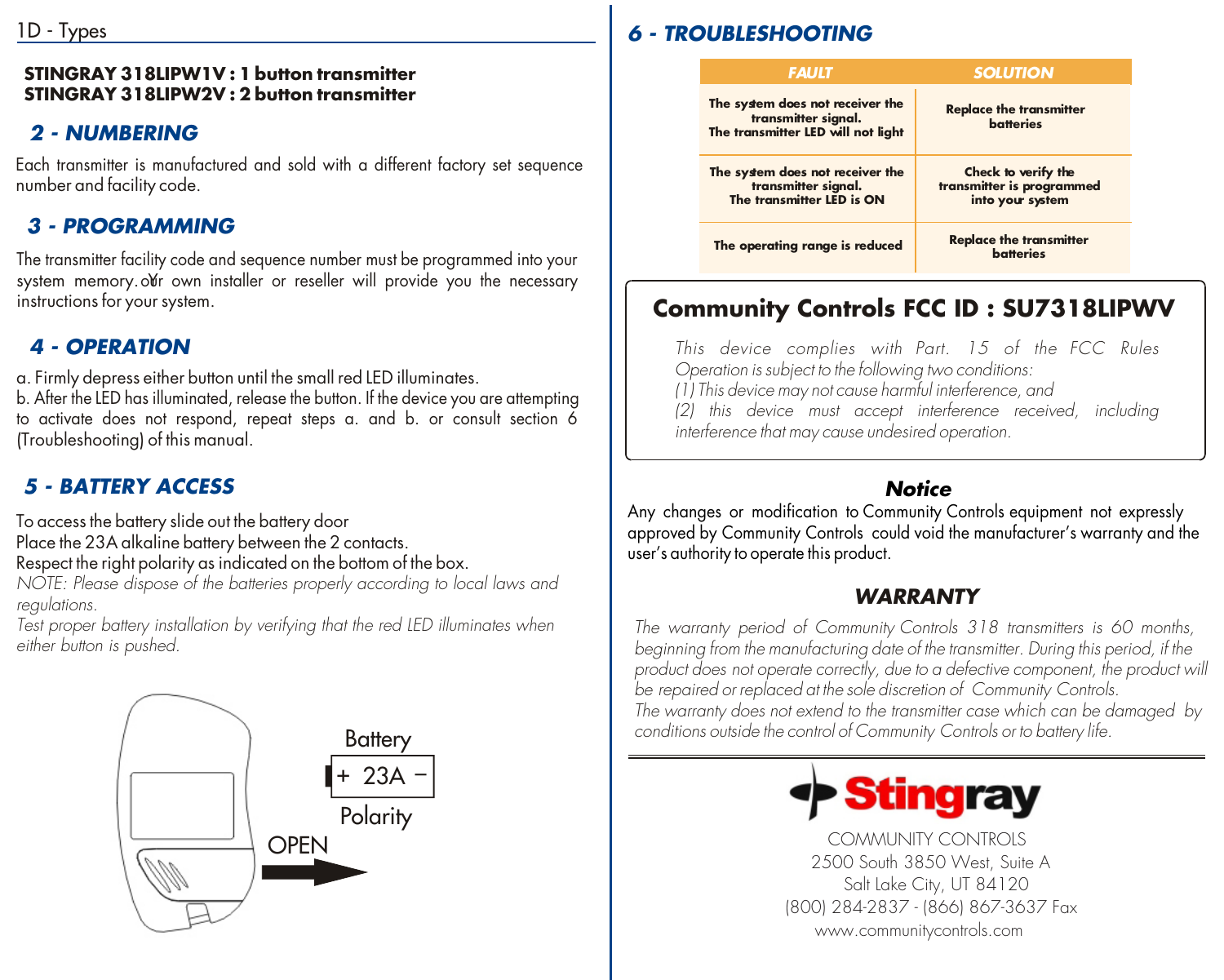## 1D - Types

**STINGRAY 318LIPW1V : 1 button transmitter**
**STINGRAY 318LIPW2V : 2 button transmitter**

## 2 - NUMBERING

Each transmitter is manufactured and sold with a different factory set sequence number and facility code.

## 3 - PROGRAMMING

The transmitter facility code and sequence number must be programmed into your system memory. Your own installer or reseller will provide you the necessary instructions for your system.

## 4 - OPERATION

a. Firmly depress either button until the small red LED illuminates.
b. After the LED has illuminated, release the button. If the device you are attempting to activate does not respond, repeat steps a. and b. or consult section 6 (Troubleshooting) of this manual.

## 5 - BATTERY ACCESS

To access the battery slide out the battery door
Place the 23A alkaline battery between the 2 contacts.
Respect the right polarity as indicated on the bottom of the box.
*NOTE: Please dispose of the batteries properly according to local laws and regulations.*
*Test proper battery installation by verifying that the red LED illuminates when either button is pushed.*

Battery
+ 23A −
Polarity
OPEN

## 6 - TROUBLESHOOTING

| FAULT | SOLUTION |
|---|---|
| The system does not receiver the transmitter signal. The transmitter LED will not light | Replace the transmitter batteries |
| The system does not receiver the transmitter signal. The transmitter LED is ON | Check to verify the transmitter is programmed into your system |
| The operating range is reduced | Replace the transmitter batteries |

## Community Controls FCC ID : SU7318LIPWV

*This device complies with Part. 15 of the FCC Rules Operation is subject to the following two conditions:*
*(1) This device may not cause harmful interference, and*
*(2) this device must accept interference received, including interference that may cause undesired operation.*

### Notice

Any changes or modification to Community Controls equipment not expressly approved by Community Controls could void the manufacturer's warranty and the user's authority to operate this product.

### WARRANTY

*The warranty period of Community Controls 318 transmitters is 60 months, beginning from the manufacturing date of the transmitter. During this period, if the product does not operate correctly, due to a defective component, the product will be repaired or replaced at the sole discretion of Community Controls.*
*The warranty does not extend to the transmitter case which can be damaged by conditions outside the control of Community Controls or to battery life.*

Stingray

COMMUNITY CONTROLS
2500 South 3850 West, Suite A
Salt Lake City, UT 84120
(800) 284-2837 - (866) 867-3637 Fax
www.communitycontrols.com